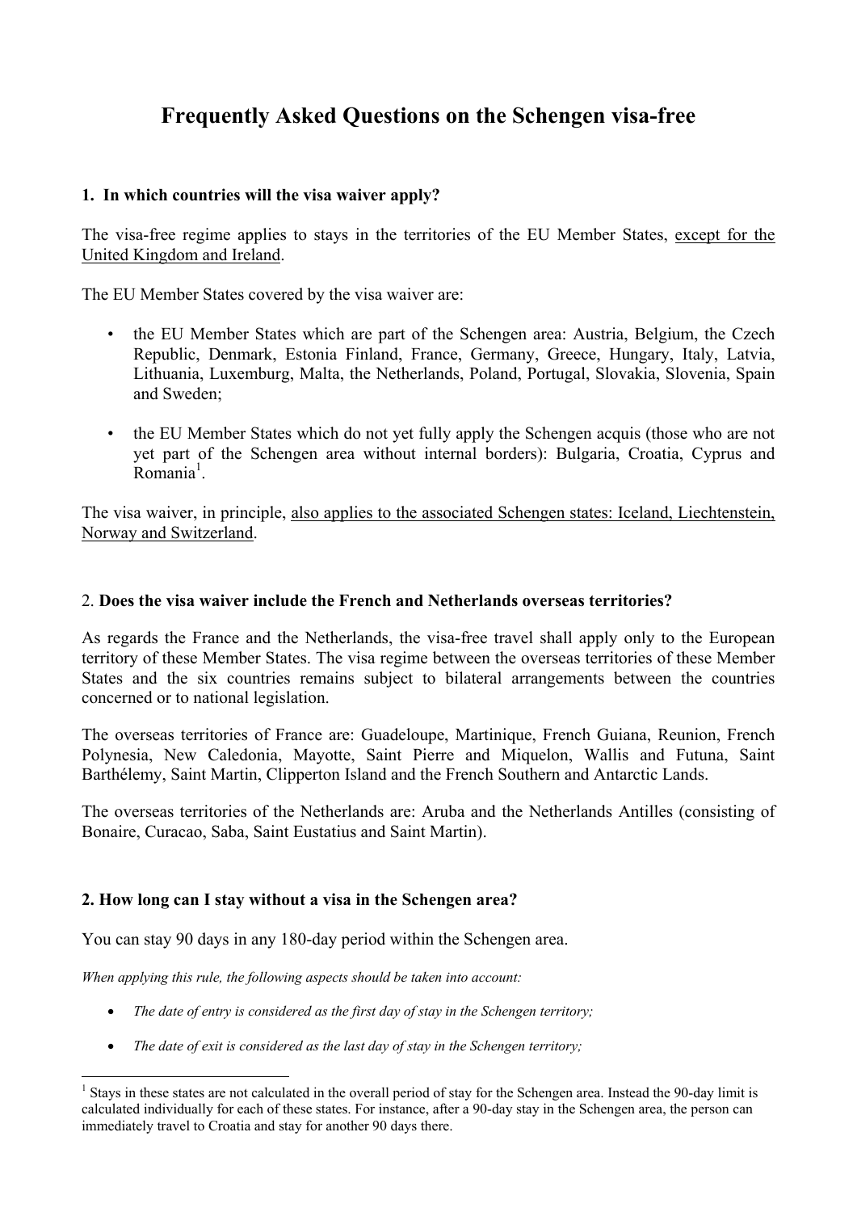# Frequently Asked Questions on the Schengen visa-free

## 1. In which countries will the visa waiver apply?

The visa-free regime applies to stays in the territories of the EU Member States, <u>except for the United Kingdom and Ireland</u>.

The EU Member States covered by the visa waiver are:

- the EU Member States which are part of the Schengen area: Austria, Belgium, the Czech Republic, Denmark, Estonia Finland, France, Germany, Greece, Hungary, Italy, Latvia, Lithuania, Luxemburg, Malta, the Netherlands, Poland, Portugal, Slovakia, Slovenia, Spain and Sweden;

- the EU Member States which do not yet fully apply the Schengen acquis (those who are not yet part of the Schengen area without internal borders): Bulgaria, Croatia, Cyprus and Romania[1].

The visa waiver, in principle, <u>also applies to the associated Schengen states: Iceland, Liechtenstein, Norway and Switzerland</u>.

## 2. Does the visa waiver include the French and Netherlands overseas territories?

As regards the France and the Netherlands, the visa-free travel shall apply only to the European territory of these Member States. The visa regime between the overseas territories of these Member States and the six countries remains subject to bilateral arrangements between the countries concerned or to national legislation.

The overseas territories of France are: Guadeloupe, Martinique, French Guiana, Reunion, French Polynesia, New Caledonia, Mayotte, Saint Pierre and Miquelon, Wallis and Futuna, Saint Barthélemy, Saint Martin, Clipperton Island and the French Southern and Antarctic Lands.

The overseas territories of the Netherlands are: Aruba and the Netherlands Antilles (consisting of Bonaire, Curacao, Saba, Saint Eustatius and Saint Martin).

## 2. How long can I stay without a visa in the Schengen area?

You can stay 90 days in any 180-day period within the Schengen area.

*When applying this rule, the following aspects should be taken into account:*

- *The date of entry is considered as the first day of stay in the Schengen territory;*
- *The date of exit is considered as the last day of stay in the Schengen territory;*

---

[1] Stays in these states are not calculated in the overall period of stay for the Schengen area. Instead the 90-day limit is calculated individually for each of these states. For instance, after a 90-day stay in the Schengen area, the person can immediately travel to Croatia and stay for another 90 days there.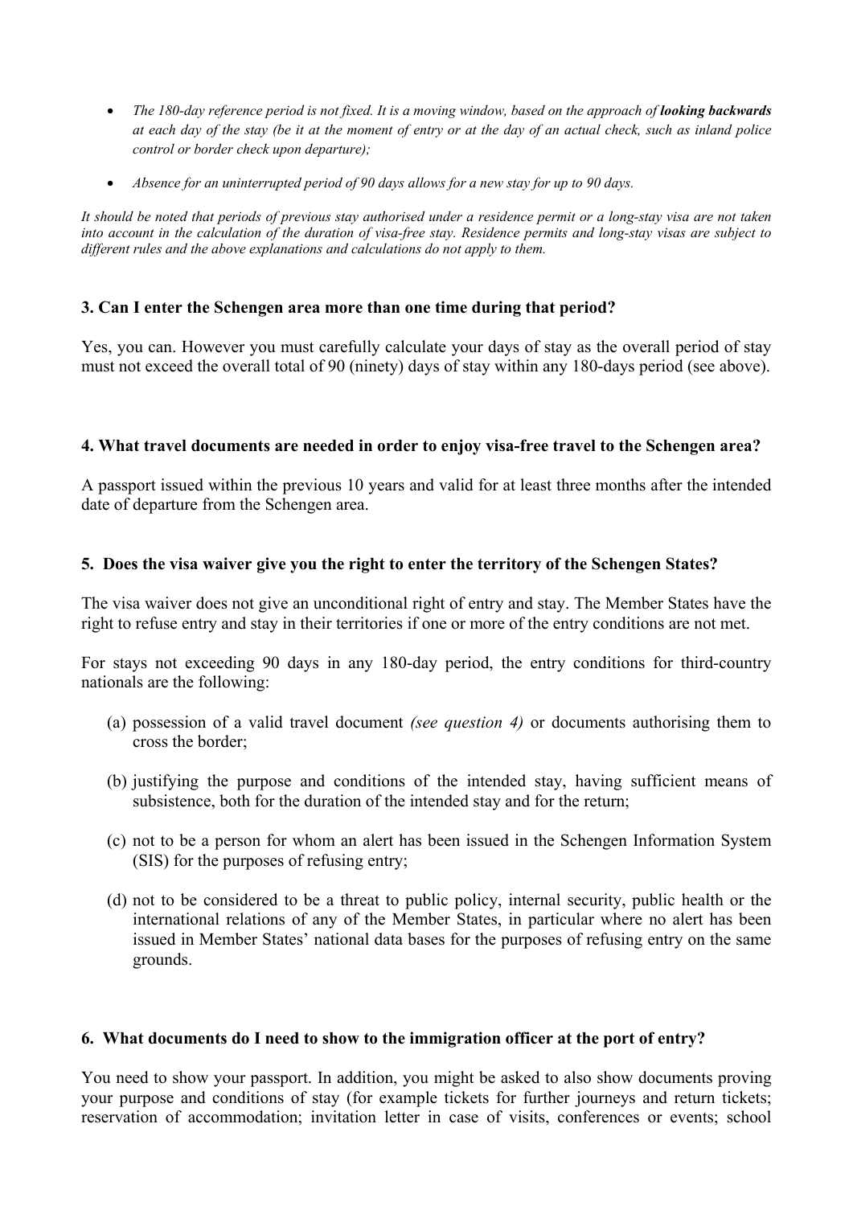- *The 180-day reference period is not fixed. It is a moving window, based on the approach of* ***looking backwards*** *at each day of the stay (be it at the moment of entry or at the day of an actual check, such as inland police control or border check upon departure);*

- *Absence for an uninterrupted period of 90 days allows for a new stay for up to 90 days.*

*It should be noted that periods of previous stay authorised under a residence permit or a long-stay visa are not taken into account in the calculation of the duration of visa-free stay. Residence permits and long-stay visas are subject to different rules and the above explanations and calculations do not apply to them.*

### 3. Can I enter the Schengen area more than one time during that period?

Yes, you can. However you must carefully calculate your days of stay as the overall period of stay must not exceed the overall total of 90 (ninety) days of stay within any 180-days period (see above).

### 4. What travel documents are needed in order to enjoy visa-free travel to the Schengen area?

A passport issued within the previous 10 years and valid for at least three months after the intended date of departure from the Schengen area.

### 5. Does the visa waiver give you the right to enter the territory of the Schengen States?

The visa waiver does not give an unconditional right of entry and stay. The Member States have the right to refuse entry and stay in their territories if one or more of the entry conditions are not met.

For stays not exceeding 90 days in any 180-day period, the entry conditions for third-country nationals are the following:

(a) possession of a valid travel document *(see question 4)* or documents authorising them to cross the border;

(b) justifying the purpose and conditions of the intended stay, having sufficient means of subsistence, both for the duration of the intended stay and for the return;

(c) not to be a person for whom an alert has been issued in the Schengen Information System (SIS) for the purposes of refusing entry;

(d) not to be considered to be a threat to public policy, internal security, public health or the international relations of any of the Member States, in particular where no alert has been issued in Member States' national data bases for the purposes of refusing entry on the same grounds.

### 6. What documents do I need to show to the immigration officer at the port of entry?

You need to show your passport. In addition, you might be asked to also show documents proving your purpose and conditions of stay (for example tickets for further journeys and return tickets; reservation of accommodation; invitation letter in case of visits, conferences or events; school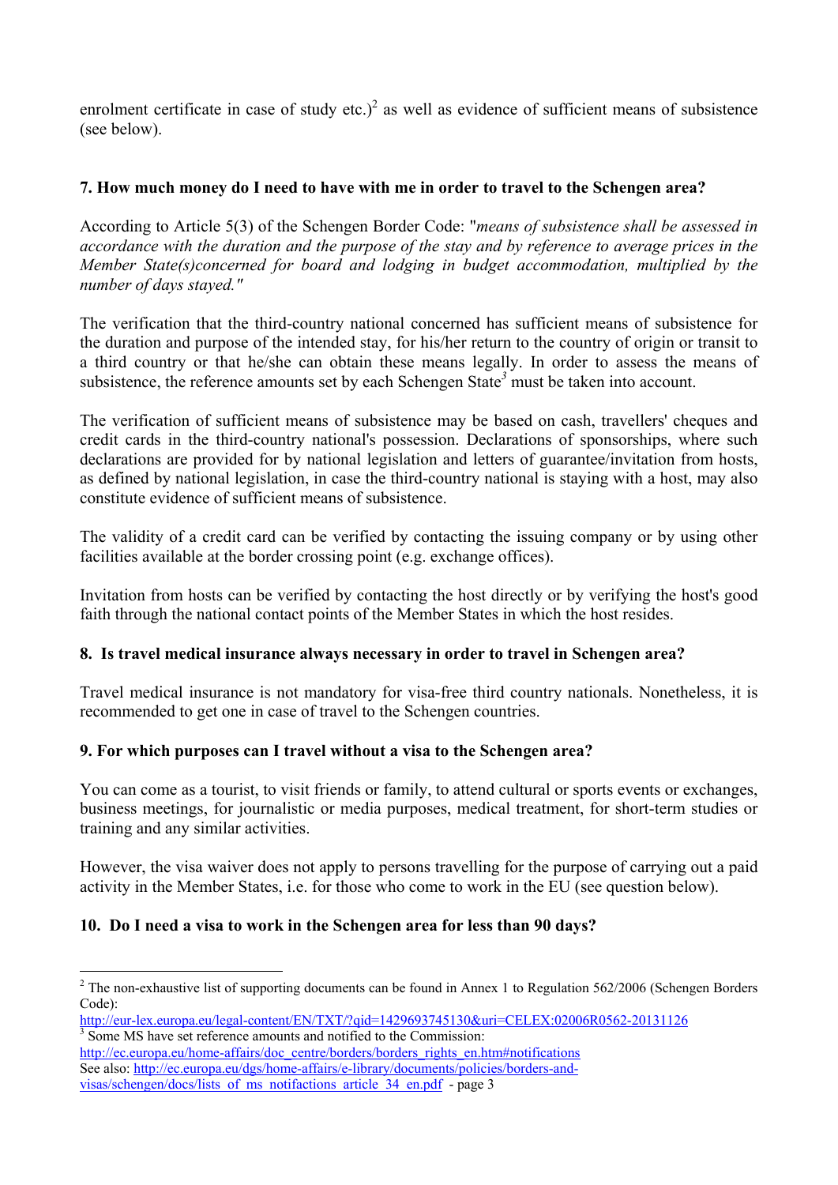enrolment certificate in case of study etc.)[2] as well as evidence of sufficient means of subsistence (see below).

### 7. How much money do I need to have with me in order to travel to the Schengen area?

According to Article 5(3) of the Schengen Border Code: "*means of subsistence shall be assessed in accordance with the duration and the purpose of the stay and by reference to average prices in the Member State(s)concerned for board and lodging in budget accommodation, multiplied by the number of days stayed.*"

The verification that the third-country national concerned has sufficient means of subsistence for the duration and purpose of the intended stay, for his/her return to the country of origin or transit to a third country or that he/she can obtain these means legally. In order to assess the means of subsistence, the reference amounts set by each Schengen State[3] must be taken into account.

The verification of sufficient means of subsistence may be based on cash, travellers' cheques and credit cards in the third-country national's possession. Declarations of sponsorships, where such declarations are provided for by national legislation and letters of guarantee/invitation from hosts, as defined by national legislation, in case the third-country national is staying with a host, may also constitute evidence of sufficient means of subsistence.

The validity of a credit card can be verified by contacting the issuing company or by using other facilities available at the border crossing point (e.g. exchange offices).

Invitation from hosts can be verified by contacting the host directly or by verifying the host's good faith through the national contact points of the Member States in which the host resides.

### 8. Is travel medical insurance always necessary in order to travel in Schengen area?

Travel medical insurance is not mandatory for visa-free third country nationals. Nonetheless, it is recommended to get one in case of travel to the Schengen countries.

### 9. For which purposes can I travel without a visa to the Schengen area?

You can come as a tourist, to visit friends or family, to attend cultural or sports events or exchanges, business meetings, for journalistic or media purposes, medical treatment, for short-term studies or training and any similar activities.

However, the visa waiver does not apply to persons travelling for the purpose of carrying out a paid activity in the Member States, i.e. for those who come to work in the EU (see question below).

### 10. Do I need a visa to work in the Schengen area for less than 90 days?

---

[2] The non-exhaustive list of supporting documents can be found in Annex 1 to Regulation 562/2006 (Schengen Borders Code):
http://eur-lex.europa.eu/legal-content/EN/TXT/?qid=1429693745130&uri=CELEX:02006R0562-20131126

[3] Some MS have set reference amounts and notified to the Commission:
http://ec.europa.eu/home-affairs/doc_centre/borders/borders_rights_en.htm#notifications
See also: http://ec.europa.eu/dgs/home-affairs/e-library/documents/policies/borders-and-visas/schengen/docs/lists_of_ms_notifactions_article_34_en.pdf - page 3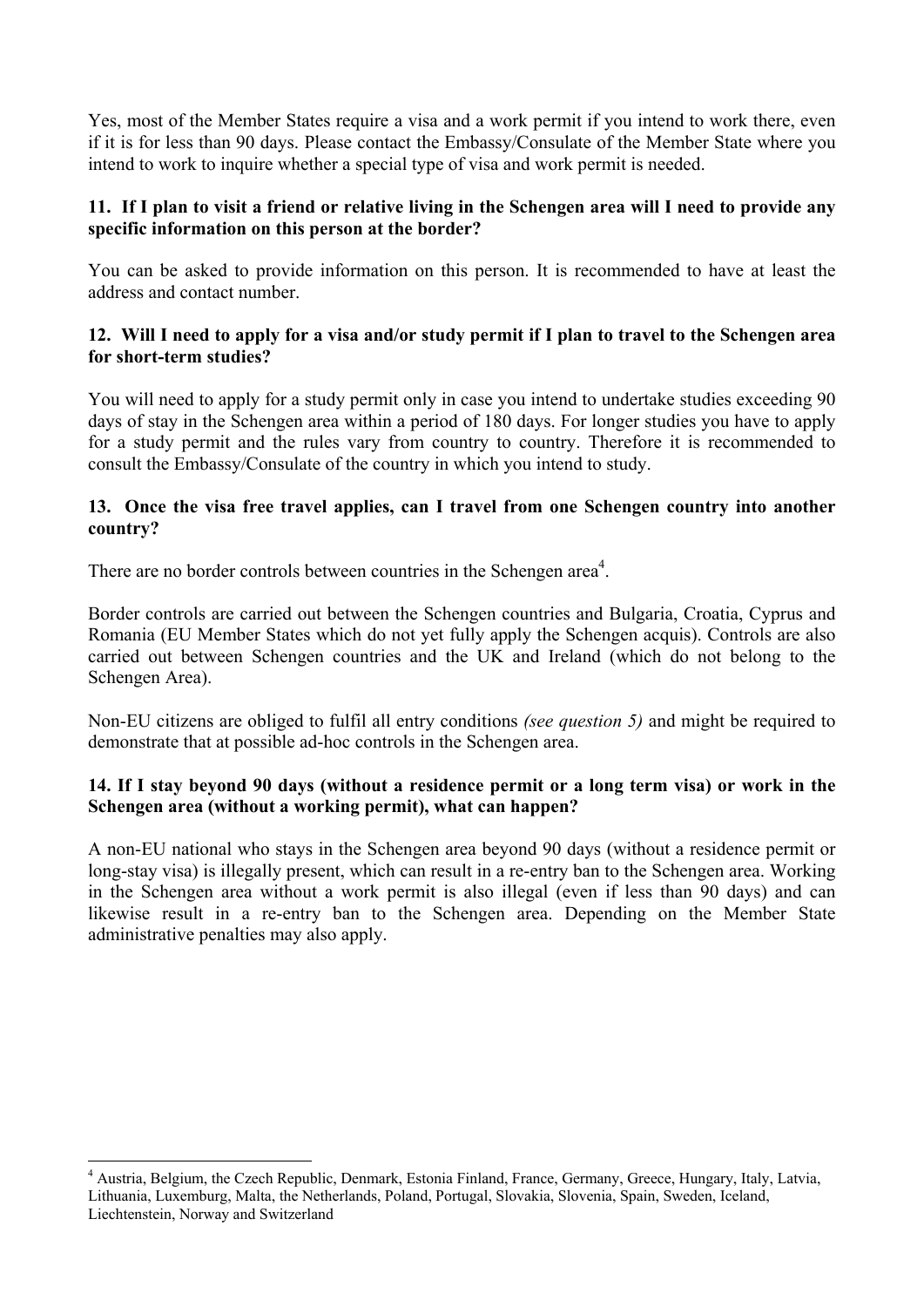Yes, most of the Member States require a visa and a work permit if you intend to work there, even if it is for less than 90 days. Please contact the Embassy/Consulate of the Member State where you intend to work to inquire whether a special type of visa and work permit is needed.

**11. If I plan to visit a friend or relative living in the Schengen area will I need to provide any specific information on this person at the border?**

You can be asked to provide information on this person. It is recommended to have at least the address and contact number.

**12. Will I need to apply for a visa and/or study permit if I plan to travel to the Schengen area for short-term studies?**

You will need to apply for a study permit only in case you intend to undertake studies exceeding 90 days of stay in the Schengen area within a period of 180 days. For longer studies you have to apply for a study permit and the rules vary from country to country. Therefore it is recommended to consult the Embassy/Consulate of the country in which you intend to study.

**13. Once the visa free travel applies, can I travel from one Schengen country into another country?**

There are no border controls between countries in the Schengen area[4].

Border controls are carried out between the Schengen countries and Bulgaria, Croatia, Cyprus and Romania (EU Member States which do not yet fully apply the Schengen acquis). Controls are also carried out between Schengen countries and the UK and Ireland (which do not belong to the Schengen Area).

Non-EU citizens are obliged to fulfil all entry conditions *(see question 5)* and might be required to demonstrate that at possible ad-hoc controls in the Schengen area.

**14. If I stay beyond 90 days (without a residence permit or a long term visa) or work in the Schengen area (without a working permit), what can happen?**

A non-EU national who stays in the Schengen area beyond 90 days (without a residence permit or long-stay visa) is illegally present, which can result in a re-entry ban to the Schengen area. Working in the Schengen area without a work permit is also illegal (even if less than 90 days) and can likewise result in a re-entry ban to the Schengen area. Depending on the Member State administrative penalties may also apply.

---

[4] Austria, Belgium, the Czech Republic, Denmark, Estonia Finland, France, Germany, Greece, Hungary, Italy, Latvia, Lithuania, Luxemburg, Malta, the Netherlands, Poland, Portugal, Slovakia, Slovenia, Spain, Sweden, Iceland, Liechtenstein, Norway and Switzerland